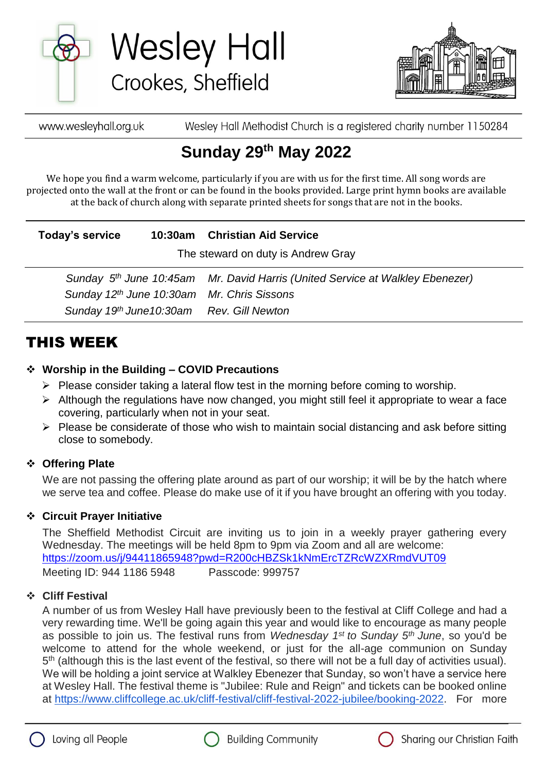# Wesley Hall

## Crookes, Sheffield

www.wesleyhall.org.uk Wesley Hall Methodist Church is a registered charity number 1150284

# Sunday 29th May 2022

We hope you find a warm welcome, particularly if you are with us for the first time. All song words are projected onto the wall at the front or can be found in the books provided. Large print hymn books are available at the back of church along with separate printed sheets for songs that are not in the books.

**Today's service** **10:30am** **Christian Aid Service**

The steward on duty is Andrew Gray

| | |
|---|---|
| *Sunday 5th June 10:45am* | *Mr. David Harris (United Service at Walkley Ebenezer)* |
| *Sunday 12th June 10:30am* | *Mr. Chris Sissons* |
| *Sunday 19th June10:30am* | *Rev. Gill Newton* |

## THIS WEEK

- **Worship in the Building – COVID Precautions**
  - Please consider taking a lateral flow test in the morning before coming to worship.
  - Although the regulations have now changed, you might still feel it appropriate to wear a face covering, particularly when not in your seat.
  - Please be considerate of those who wish to maintain social distancing and ask before sitting close to somebody.

- **Offering Plate**

  We are not passing the offering plate around as part of our worship; it will be by the hatch where we serve tea and coffee. Please do make use of it if you have brought an offering with you today.

- **Circuit Prayer Initiative**

  The Sheffield Methodist Circuit are inviting us to join in a weekly prayer gathering every Wednesday. The meetings will be held 8pm to 9pm via Zoom and all are welcome:
  https://zoom.us/j/94411865948?pwd=R200cHBZSk1kNmErcTZRcWZXRmdVUT09
  Meeting ID: 944 1186 5948 Passcode: 999757

- **Cliff Festival**

  A number of us from Wesley Hall have previously been to the festival at Cliff College and had a very rewarding time. We'll be going again this year and would like to encourage as many people as possible to join us. The festival runs from *Wednesday 1st to Sunday 5th June*, so you'd be welcome to attend for the whole weekend, or just for the all-age communion on Sunday 5th (although this is the last event of the festival, so there will not be a full day of activities usual). We will be holding a joint service at Walkley Ebenezer that Sunday, so won't have a service here at Wesley Hall. The festival theme is "Jubilee: Rule and Reign" and tickets can be booked online at https://www.cliffcollege.ac.uk/cliff-festival/cliff-festival-2022-jubilee/booking-2022. For more

Loving all People Building Community Sharing our Christian Faith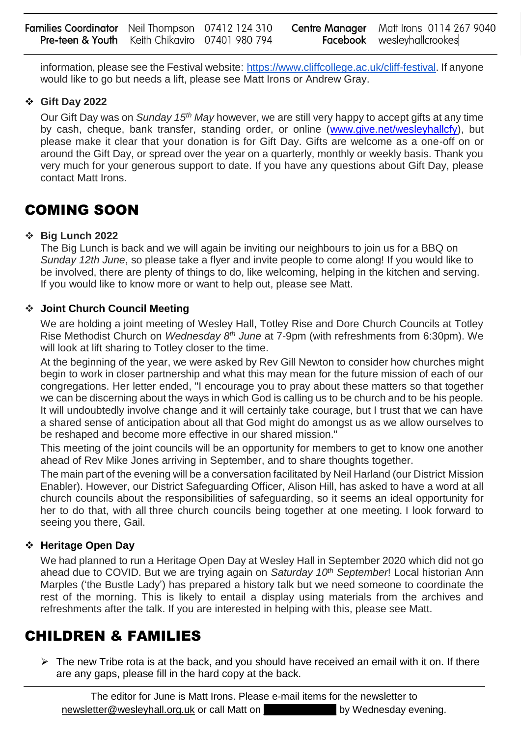information, please see the Festival website: https://www.cliffcollege.ac.uk/cliff-festival. If anyone would like to go but needs a lift, please see Matt Irons or Andrew Gray.

- **Gift Day 2022**

  Our Gift Day was on *Sunday 15th May* however, we are still very happy to accept gifts at any time by cash, cheque, bank transfer, standing order, or online (www.give.net/wesleyhallcfy), but please make it clear that your donation is for Gift Day. Gifts are welcome as a one-off on or around the Gift Day, or spread over the year on a quarterly, monthly or weekly basis. Thank you very much for your generous support to date. If you have any questions about Gift Day, please contact Matt Irons.

# COMING SOON

- **Big Lunch 2022**

  The Big Lunch is back and we will again be inviting our neighbours to join us for a BBQ on *Sunday 12th June*, so please take a flyer and invite people to come along! If you would like to be involved, there are plenty of things to do, like welcoming, helping in the kitchen and serving. If you would like to know more or want to help out, please see Matt.

- **Joint Church Council Meeting**

  We are holding a joint meeting of Wesley Hall, Totley Rise and Dore Church Councils at Totley Rise Methodist Church on *Wednesday 8th June* at 7-9pm (with refreshments from 6:30pm). We will look at lift sharing to Totley closer to the time.

  At the beginning of the year, we were asked by Rev Gill Newton to consider how churches might begin to work in closer partnership and what this may mean for the future mission of each of our congregations. Her letter ended, "I encourage you to pray about these matters so that together we can be discerning about the ways in which God is calling us to be church and to be his people. It will undoubtedly involve change and it will certainly take courage, but I trust that we can have a shared sense of anticipation about all that God might do amongst us as we allow ourselves to be reshaped and become more effective in our shared mission."

  This meeting of the joint councils will be an opportunity for members to get to know one another ahead of Rev Mike Jones arriving in September, and to share thoughts together.

  The main part of the evening will be a conversation facilitated by Neil Harland (our District Mission Enabler). However, our District Safeguarding Officer, Alison Hill, has asked to have a word at all church councils about the responsibilities of safeguarding, so it seems an ideal opportunity for her to do that, with all three church councils being together at one meeting. I look forward to seeing you there, Gail.

- **Heritage Open Day**

  We had planned to run a Heritage Open Day at Wesley Hall in September 2020 which did not go ahead due to COVID. But we are trying again on *Saturday 10th September*! Local historian Ann Marples ('the Bustle Lady') has prepared a history talk but we need someone to coordinate the rest of the morning. This is likely to entail a display using materials from the archives and refreshments after the talk. If you are interested in helping with this, please see Matt.

# CHILDREN & FAMILIES

- The new Tribe rota is at the back, and you should have received an email with it on. If there are any gaps, please fill in the hard copy at the back.

The editor for June is Matt Irons. Please e-mail items for the newsletter to newsletter@wesleyhall.org.uk or call Matt on [redacted] by Wednesday evening.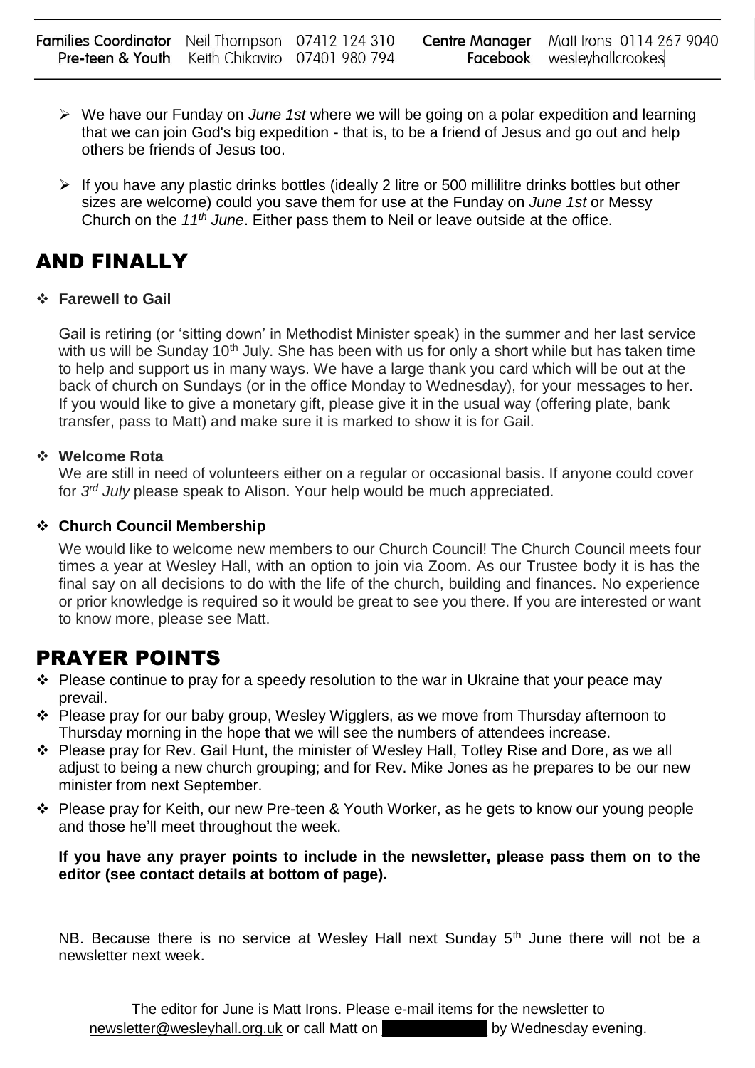| | | | |
|---|---|---|---|
| **Families Coordinator** | Neil Thompson 07412 124 310 | **Centre Manager** | Matt Irons 0114 267 9040 |
| **Pre-teen & Youth** | Keith Chikaviro 07401 980 794 | **Facebook** | wesleyhallcrookes |

- We have our Funday on *June 1st* where we will be going on a polar expedition and learning that we can join God's big expedition - that is, to be a friend of Jesus and go out and help others be friends of Jesus too.
- If you have any plastic drinks bottles (ideally 2 litre or 500 millilitre drinks bottles but other sizes are welcome) could you save them for use at the Funday on *June 1st* or Messy Church on the *11th June*. Either pass them to Neil or leave outside at the office.

## AND FINALLY

- **Farewell to Gail**

  Gail is retiring (or 'sitting down' in Methodist Minister speak) in the summer and her last service with us will be Sunday 10th July. She has been with us for only a short while but has taken time to help and support us in many ways. We have a large thank you card which will be out at the back of church on Sundays (or in the office Monday to Wednesday), for your messages to her. If you would like to give a monetary gift, please give it in the usual way (offering plate, bank transfer, pass to Matt) and make sure it is marked to show it is for Gail.

- **Welcome Rota**

  We are still in need of volunteers either on a regular or occasional basis. If anyone could cover for *3rd July* please speak to Alison. Your help would be much appreciated.

- **Church Council Membership**

  We would like to welcome new members to our Church Council! The Church Council meets four times a year at Wesley Hall, with an option to join via Zoom. As our Trustee body it is has the final say on all decisions to do with the life of the church, building and finances. No experience or prior knowledge is required so it would be great to see you there. If you are interested or want to know more, please see Matt.

## PRAYER POINTS

- Please continue to pray for a speedy resolution to the war in Ukraine that your peace may prevail.
- Please pray for our baby group, Wesley Wigglers, as we move from Thursday afternoon to Thursday morning in the hope that we will see the numbers of attendees increase.
- Please pray for Rev. Gail Hunt, the minister of Wesley Hall, Totley Rise and Dore, as we all adjust to being a new church grouping; and for Rev. Mike Jones as he prepares to be our new minister from next September.
- Please pray for Keith, our new Pre-teen & Youth Worker, as he gets to know our young people and those he'll meet throughout the week.

**If you have any prayer points to include in the newsletter, please pass them on to the editor (see contact details at bottom of page).**

NB. Because there is no service at Wesley Hall next Sunday 5th June there will not be a newsletter next week.

The editor for June is Matt Irons. Please e-mail items for the newsletter to newsletter@wesleyhall.org.uk or call Matt on [redacted] by Wednesday evening.